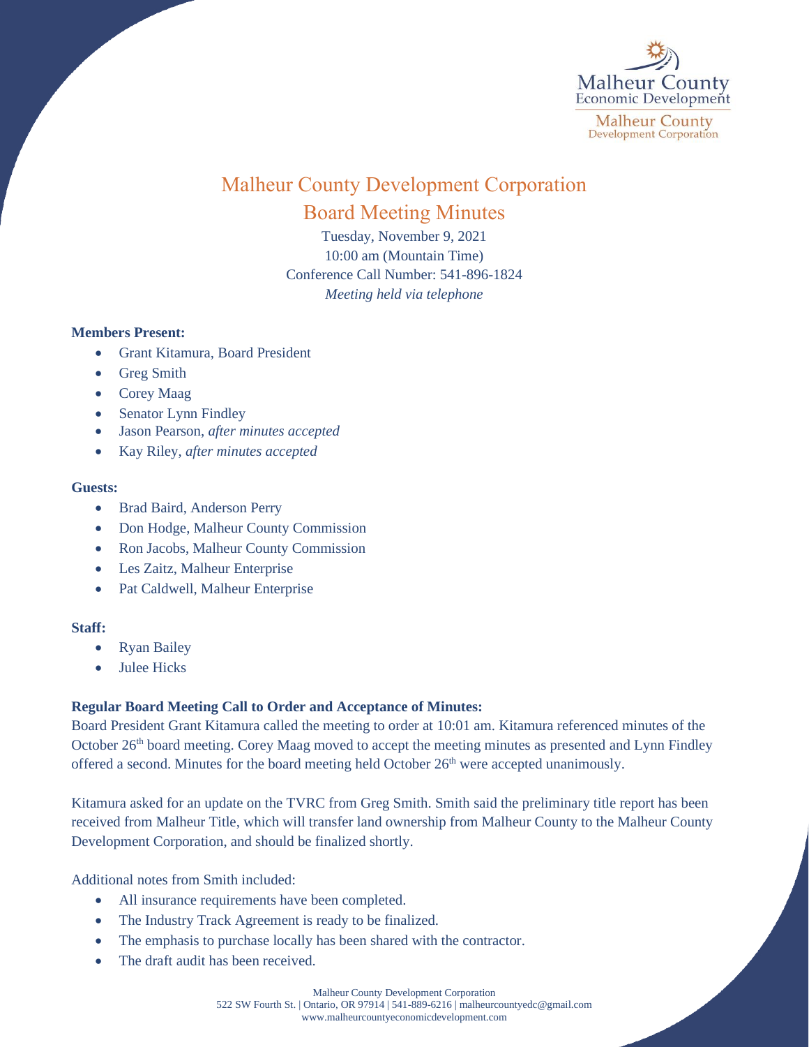# Malheur County Development Corporation

## Board Meeting Minutes

Tuesday, November 9, 2021
10:00 am (Mountain Time)
Conference Call Number: 541-896-1824
*Meeting held via telephone*

**Members Present:**

- Grant Kitamura, Board President
- Greg Smith
- Corey Maag
- Senator Lynn Findley
- Jason Pearson, *after minutes accepted*
- Kay Riley, *after minutes accepted*

**Guests:**

- Brad Baird, Anderson Perry
- Don Hodge, Malheur County Commission
- Ron Jacobs, Malheur County Commission
- Les Zaitz, Malheur Enterprise
- Pat Caldwell, Malheur Enterprise

**Staff:**

- Ryan Bailey
- Julee Hicks

**Regular Board Meeting Call to Order and Acceptance of Minutes:**

Board President Grant Kitamura called the meeting to order at 10:01 am. Kitamura referenced minutes of the October 26th board meeting. Corey Maag moved to accept the meeting minutes as presented and Lynn Findley offered a second. Minutes for the board meeting held October 26th were accepted unanimously.

Kitamura asked for an update on the TVRC from Greg Smith. Smith said the preliminary title report has been received from Malheur Title, which will transfer land ownership from Malheur County to the Malheur County Development Corporation, and should be finalized shortly.

Additional notes from Smith included:

- All insurance requirements have been completed.
- The Industry Track Agreement is ready to be finalized.
- The emphasis to purchase locally has been shared with the contractor.
- The draft audit has been received.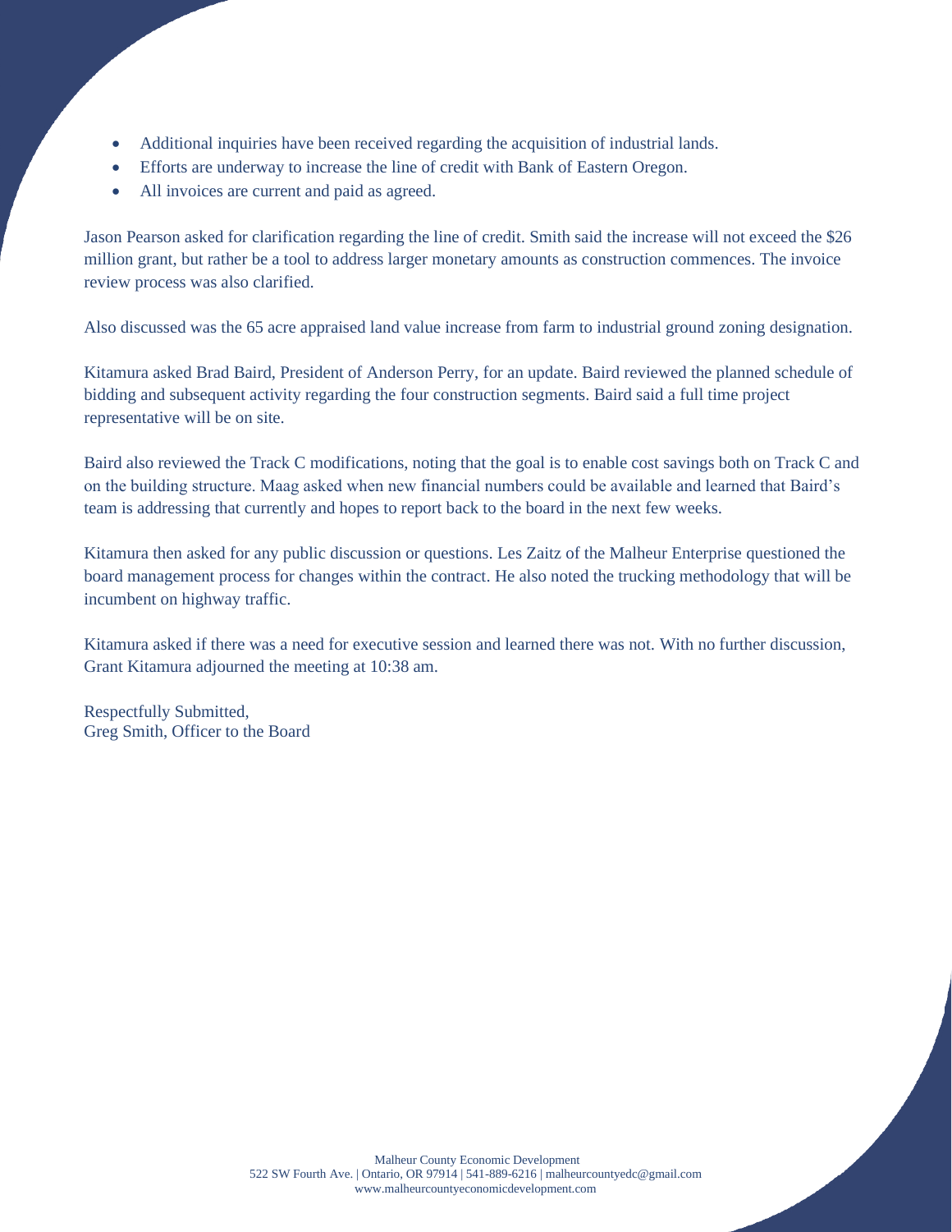- Additional inquiries have been received regarding the acquisition of industrial lands.
- Efforts are underway to increase the line of credit with Bank of Eastern Oregon.
- All invoices are current and paid as agreed.

Jason Pearson asked for clarification regarding the line of credit. Smith said the increase will not exceed the $26 million grant, but rather be a tool to address larger monetary amounts as construction commences. The invoice review process was also clarified.

Also discussed was the 65 acre appraised land value increase from farm to industrial ground zoning designation.

Kitamura asked Brad Baird, President of Anderson Perry, for an update. Baird reviewed the planned schedule of bidding and subsequent activity regarding the four construction segments. Baird said a full time project representative will be on site.

Baird also reviewed the Track C modifications, noting that the goal is to enable cost savings both on Track C and on the building structure. Maag asked when new financial numbers could be available and learned that Baird's team is addressing that currently and hopes to report back to the board in the next few weeks.

Kitamura then asked for any public discussion or questions. Les Zaitz of the Malheur Enterprise questioned the board management process for changes within the contract. He also noted the trucking methodology that will be incumbent on highway traffic.

Kitamura asked if there was a need for executive session and learned there was not. With no further discussion, Grant Kitamura adjourned the meeting at 10:38 am.

Respectfully Submitted,
Greg Smith, Officer to the Board